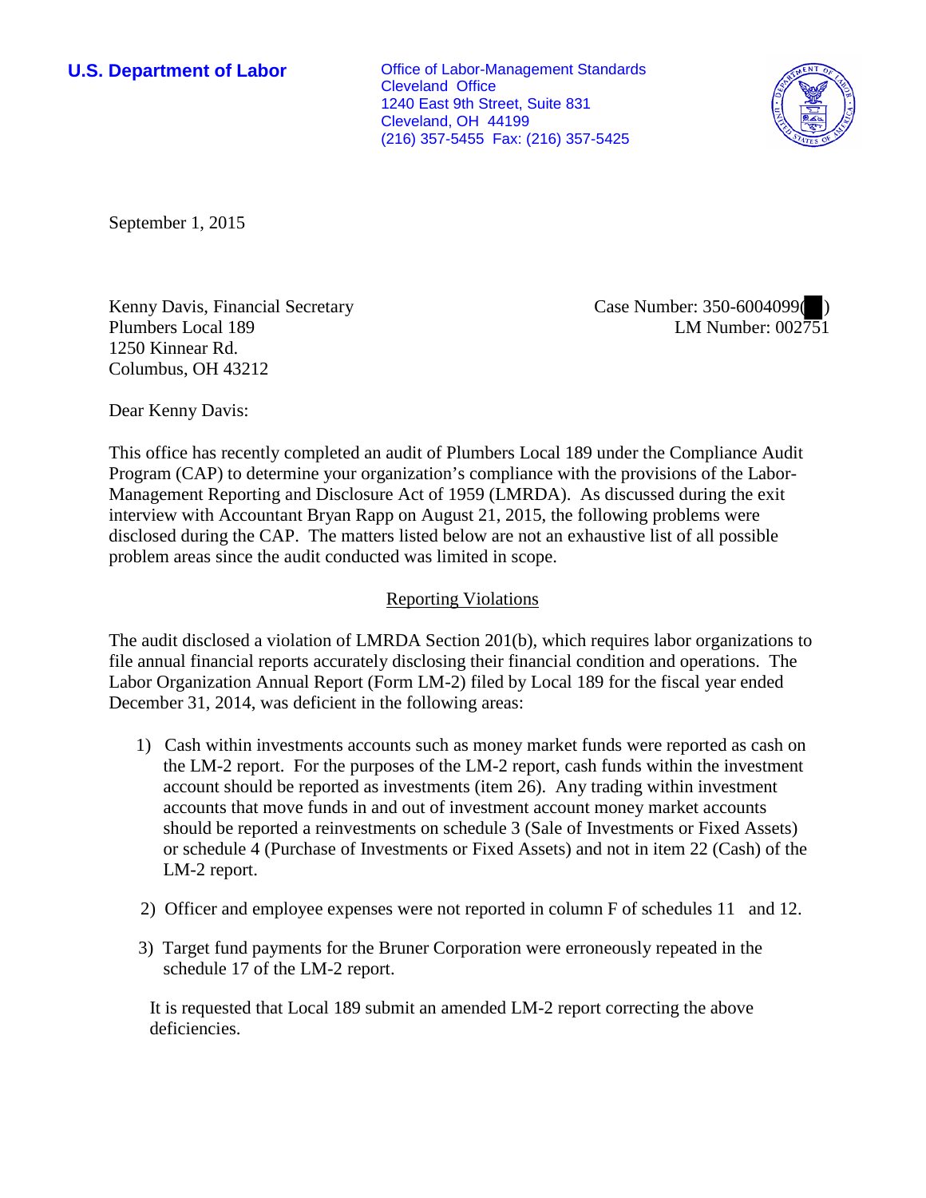**U.S. Department of Labor**

Office of Labor-Management Standards
Cleveland Office
1240 East 9th Street, Suite 831
Cleveland, OH 44199
(216) 357-5455 Fax: (216) 357-5425

September 1, 2015

Kenny Davis, Financial Secretary
Plumbers Local 189
1250 Kinnear Rd.
Columbus, OH 43212

Case Number: 350-6004099( )
LM Number: 002751

Dear Kenny Davis:

This office has recently completed an audit of Plumbers Local 189 under the Compliance Audit Program (CAP) to determine your organization's compliance with the provisions of the Labor-Management Reporting and Disclosure Act of 1959 (LMRDA). As discussed during the exit interview with Accountant Bryan Rapp on August 21, 2015, the following problems were disclosed during the CAP. The matters listed below are not an exhaustive list of all possible problem areas since the audit conducted was limited in scope.

## Reporting Violations

The audit disclosed a violation of LMRDA Section 201(b), which requires labor organizations to file annual financial reports accurately disclosing their financial condition and operations. The Labor Organization Annual Report (Form LM-2) filed by Local 189 for the fiscal year ended December 31, 2014, was deficient in the following areas:

1) Cash within investments accounts such as money market funds were reported as cash on the LM-2 report. For the purposes of the LM-2 report, cash funds within the investment account should be reported as investments (item 26). Any trading within investment accounts that move funds in and out of investment account money market accounts should be reported a reinvestments on schedule 3 (Sale of Investments or Fixed Assets) or schedule 4 (Purchase of Investments or Fixed Assets) and not in item 22 (Cash) of the LM-2 report.
2) Officer and employee expenses were not reported in column F of schedules 11 and 12.
3) Target fund payments for the Bruner Corporation were erroneously repeated in the schedule 17 of the LM-2 report.

It is requested that Local 189 submit an amended LM-2 report correcting the above deficiencies.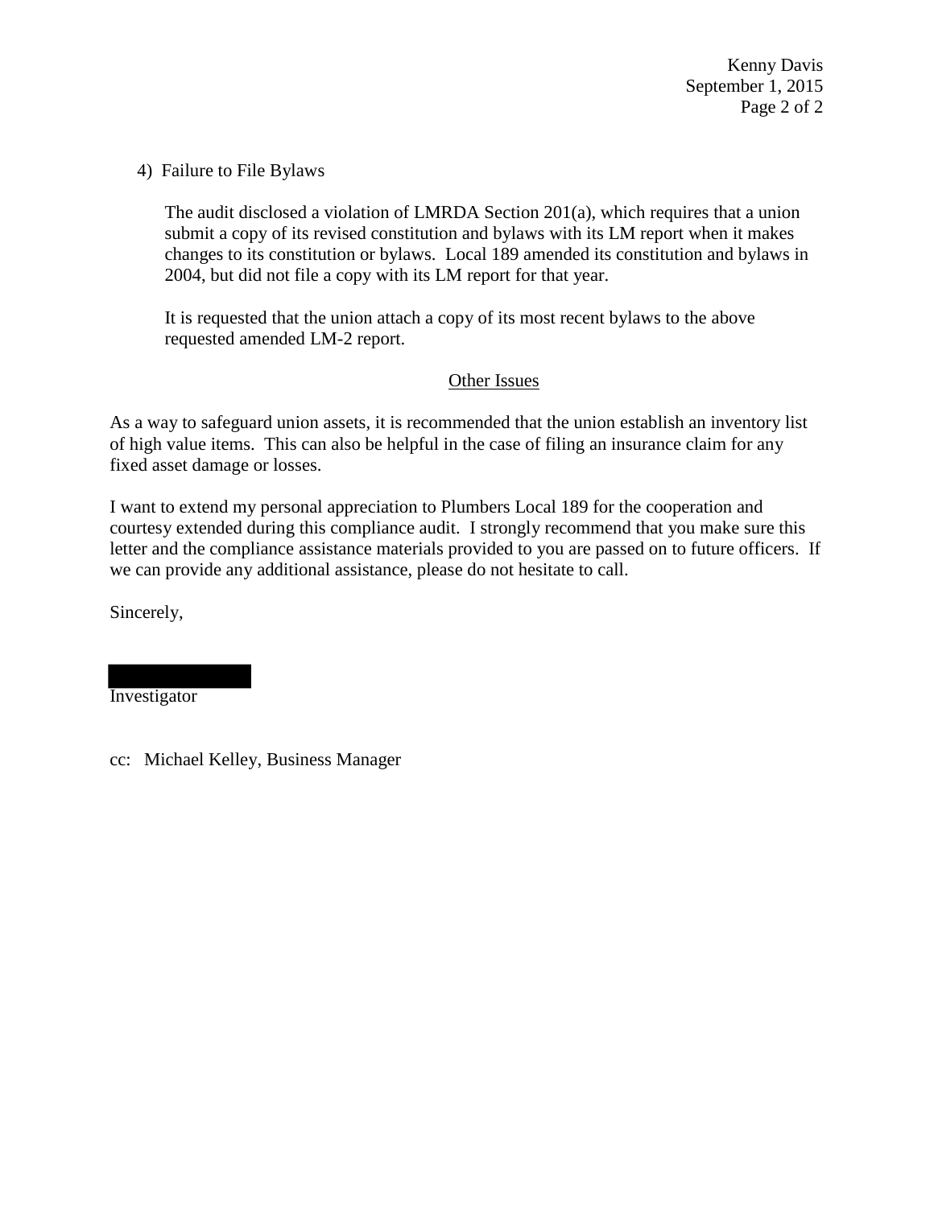4) Failure to File Bylaws

The audit disclosed a violation of LMRDA Section 201(a), which requires that a union submit a copy of its revised constitution and bylaws with its LM report when it makes changes to its constitution or bylaws. Local 189 amended its constitution and bylaws in 2004, but did not file a copy with its LM report for that year.

It is requested that the union attach a copy of its most recent bylaws to the above requested amended LM-2 report.

## Other Issues

As a way to safeguard union assets, it is recommended that the union establish an inventory list of high value items. This can also be helpful in the case of filing an insurance claim for any fixed asset damage or losses.

I want to extend my personal appreciation to Plumbers Local 189 for the cooperation and courtesy extended during this compliance audit. I strongly recommend that you make sure this letter and the compliance assistance materials provided to you are passed on to future officers. If we can provide any additional assistance, please do not hesitate to call.

Sincerely,

Investigator

cc: Michael Kelley, Business Manager